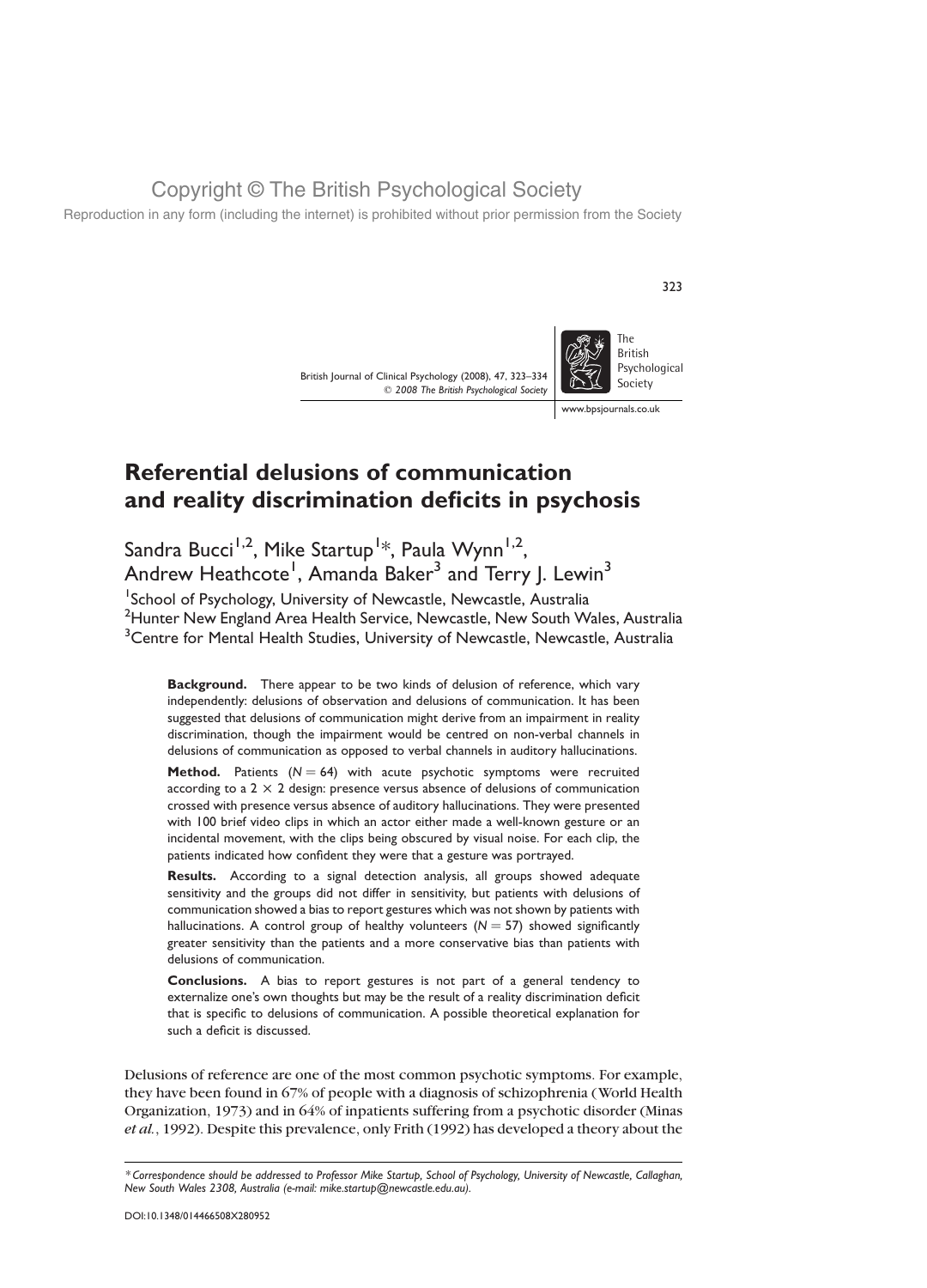Copyright © The British Psychological Society

Reproduction in any form (including the internet) is prohibited without prior permission from the Society

# Referential delusions of communication and reality discrimination deficits in psychosis

Sandra Bucci[1,2], Mike Startup[1]*, Paula Wynn[1,2], Andrew Heathcote[1], Amanda Baker[3] and Terry J. Lewin[3]

[1]School of Psychology, University of Newcastle, Newcastle, Australia
[2]Hunter New England Area Health Service, Newcastle, New South Wales, Australia
[3]Centre for Mental Health Studies, University of Newcastle, Newcastle, Australia

**Background.** There appear to be two kinds of delusion of reference, which vary independently: delusions of observation and delusions of communication. It has been suggested that delusions of communication might derive from an impairment in reality discrimination, though the impairment would be centred on non-verbal channels in delusions of communication as opposed to verbal channels in auditory hallucinations.

**Method.** Patients ($N = 64$) with acute psychotic symptoms were recruited according to a $2 \times 2$ design: presence versus absence of delusions of communication crossed with presence versus absence of auditory hallucinations. They were presented with 100 brief video clips in which an actor either made a well-known gesture or an incidental movement, with the clips being obscured by visual noise. For each clip, the patients indicated how confident they were that a gesture was portrayed.

**Results.** According to a signal detection analysis, all groups showed adequate sensitivity and the groups did not differ in sensitivity, but patients with delusions of communication showed a bias to report gestures which was not shown by patients with hallucinations. A control group of healthy volunteers ($N = 57$) showed significantly greater sensitivity than the patients and a more conservative bias than patients with delusions of communication.

**Conclusions.** A bias to report gestures is not part of a general tendency to externalize one's own thoughts but may be the result of a reality discrimination deficit that is specific to delusions of communication. A possible theoretical explanation for such a deficit is discussed.

Delusions of reference are one of the most common psychotic symptoms. For example, they have been found in 67% of people with a diagnosis of schizophrenia (World Health Organization, 1973) and in 64% of inpatients suffering from a psychotic disorder (Minas *et al.*, 1992). Despite this prevalence, only Frith (1992) has developed a theory about the

---

*Correspondence should be addressed to Professor Mike Startup, School of Psychology, University of Newcastle, Callaghan, New South Wales 2308, Australia (e-mail: mike.startup@newcastle.edu.au).*

DOI:10.1348/014466508X280952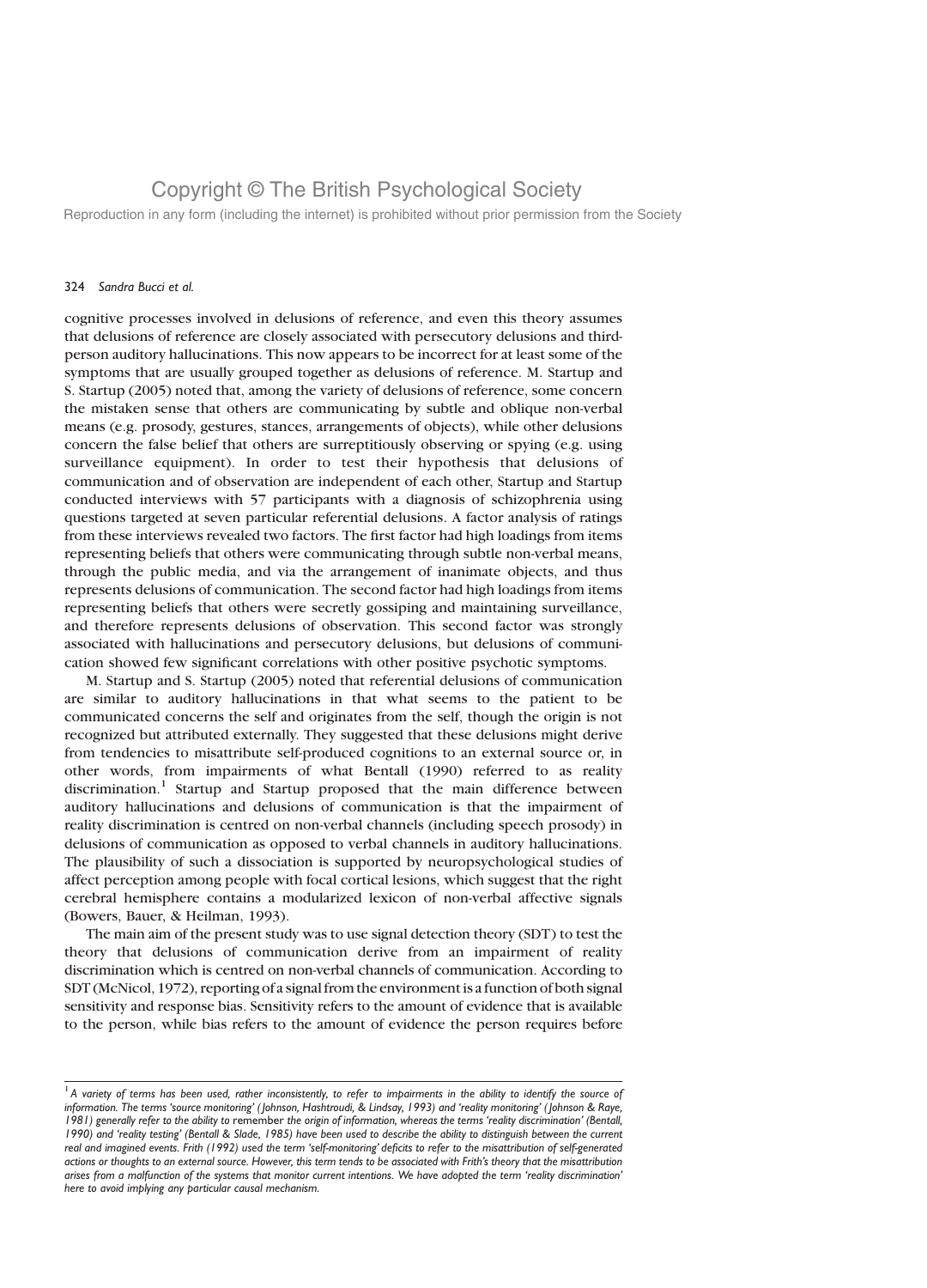cognitive processes involved in delusions of reference, and even this theory assumes that delusions of reference are closely associated with persecutory delusions and third-person auditory hallucinations. This now appears to be incorrect for at least some of the symptoms that are usually grouped together as delusions of reference. M. Startup and S. Startup (2005) noted that, among the variety of delusions of reference, some concern the mistaken sense that others are communicating by subtle and oblique non-verbal means (e.g. prosody, gestures, stances, arrangements of objects), while other delusions concern the false belief that others are surreptitiously observing or spying (e.g. using surveillance equipment). In order to test their hypothesis that delusions of communication and of observation are independent of each other, Startup and Startup conducted interviews with 57 participants with a diagnosis of schizophrenia using questions targeted at seven particular referential delusions. A factor analysis of ratings from these interviews revealed two factors. The first factor had high loadings from items representing beliefs that others were communicating through subtle non-verbal means, through the public media, and via the arrangement of inanimate objects, and thus represents delusions of communication. The second factor had high loadings from items representing beliefs that others were secretly gossiping and maintaining surveillance, and therefore represents delusions of observation. This second factor was strongly associated with hallucinations and persecutory delusions, but delusions of communication showed few significant correlations with other positive psychotic symptoms.

M. Startup and S. Startup (2005) noted that referential delusions of communication are similar to auditory hallucinations in that what seems to the patient to be communicated concerns the self and originates from the self, though the origin is not recognized but attributed externally. They suggested that these delusions might derive from tendencies to misattribute self-produced cognitions to an external source or, in other words, from impairments of what Bentall (1990) referred to as reality discrimination.[1] Startup and Startup proposed that the main difference between auditory hallucinations and delusions of communication is that the impairment of reality discrimination is centred on non-verbal channels (including speech prosody) in delusions of communication as opposed to verbal channels in auditory hallucinations. The plausibility of such a dissociation is supported by neuropsychological studies of affect perception among people with focal cortical lesions, which suggest that the right cerebral hemisphere contains a modularized lexicon of non-verbal affective signals (Bowers, Bauer, & Heilman, 1993).

The main aim of the present study was to use signal detection theory (SDT) to test the theory that delusions of communication derive from an impairment of reality discrimination which is centred on non-verbal channels of communication. According to SDT (McNicol, 1972), reporting of a signal from the environment is a function of both signal sensitivity and response bias. Sensitivity refers to the amount of evidence that is available to the person, while bias refers to the amount of evidence the person requires before

---

[1] *A variety of terms has been used, rather inconsistently, to refer to impairments in the ability to identify the source of information. The terms 'source monitoring' (Johnson, Hashtroudi, & Lindsay, 1993) and 'reality monitoring' (Johnson & Raye, 1981) generally refer to the ability to* remember *the origin of information, whereas the terms 'reality discrimination' (Bentall, 1990) and 'reality testing' (Bentall & Slade, 1985) have been used to describe the ability to distinguish between the current real and imagined events. Frith (1992) used the term 'self-monitoring' deficits to refer to the misattribution of self-generated actions or thoughts to an external source. However, this term tends to be associated with Frith's theory that the misattribution arises from a malfunction of the systems that monitor current intentions. We have adopted the term 'reality discrimination' here to avoid implying any particular causal mechanism.*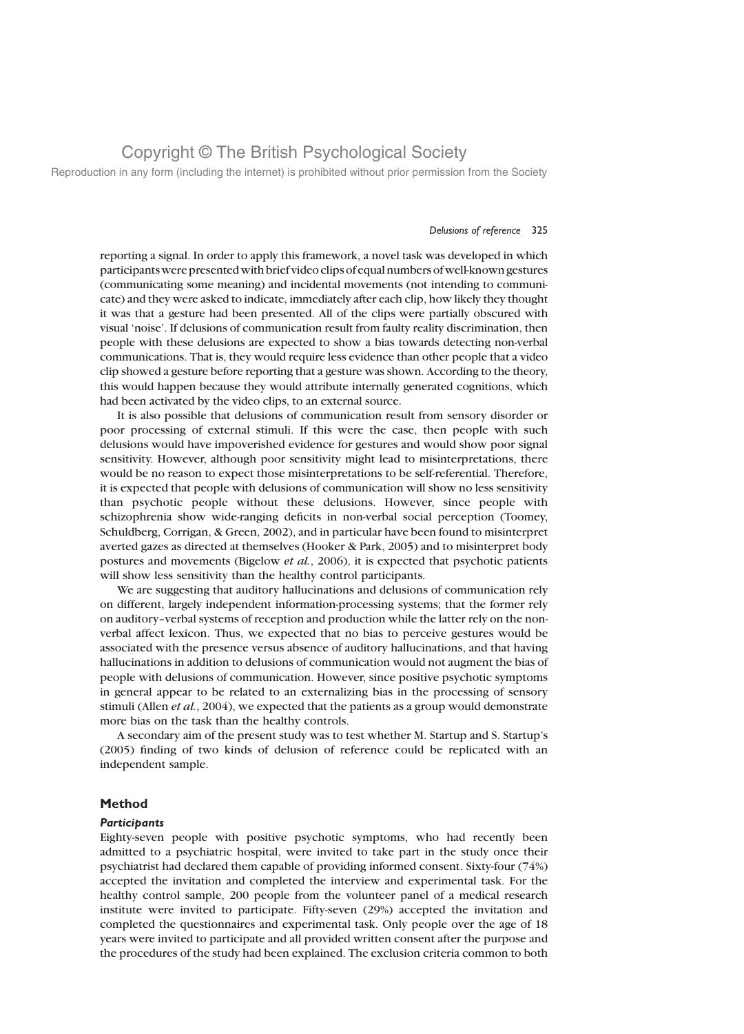reporting a signal. In order to apply this framework, a novel task was developed in which participants were presented with brief video clips of equal numbers of well-known gestures (communicating some meaning) and incidental movements (not intending to communicate) and they were asked to indicate, immediately after each clip, how likely they thought it was that a gesture had been presented. All of the clips were partially obscured with visual 'noise'. If delusions of communication result from faulty reality discrimination, then people with these delusions are expected to show a bias towards detecting non-verbal communications. That is, they would require less evidence than other people that a video clip showed a gesture before reporting that a gesture was shown. According to the theory, this would happen because they would attribute internally generated cognitions, which had been activated by the video clips, to an external source.

It is also possible that delusions of communication result from sensory disorder or poor processing of external stimuli. If this were the case, then people with such delusions would have impoverished evidence for gestures and would show poor signal sensitivity. However, although poor sensitivity might lead to misinterpretations, there would be no reason to expect those misinterpretations to be self-referential. Therefore, it is expected that people with delusions of communication will show no less sensitivity than psychotic people without these delusions. However, since people with schizophrenia show wide-ranging deficits in non-verbal social perception (Toomey, Schuldberg, Corrigan, & Green, 2002), and in particular have been found to misinterpret averted gazes as directed at themselves (Hooker & Park, 2005) and to misinterpret body postures and movements (Bigelow *et al.*, 2006), it is expected that psychotic patients will show less sensitivity than the healthy control participants.

We are suggesting that auditory hallucinations and delusions of communication rely on different, largely independent information-processing systems; that the former rely on auditory–verbal systems of reception and production while the latter rely on the non-verbal affect lexicon. Thus, we expected that no bias to perceive gestures would be associated with the presence versus absence of auditory hallucinations, and that having hallucinations in addition to delusions of communication would not augment the bias of people with delusions of communication. However, since positive psychotic symptoms in general appear to be related to an externalizing bias in the processing of sensory stimuli (Allen *et al.*, 2004), we expected that the patients as a group would demonstrate more bias on the task than the healthy controls.

A secondary aim of the present study was to test whether M. Startup and S. Startup's (2005) finding of two kinds of delusion of reference could be replicated with an independent sample.

## Method

### Participants

Eighty-seven people with positive psychotic symptoms, who had recently been admitted to a psychiatric hospital, were invited to take part in the study once their psychiatrist had declared them capable of providing informed consent. Sixty-four (74%) accepted the invitation and completed the interview and experimental task. For the healthy control sample, 200 people from the volunteer panel of a medical research institute were invited to participate. Fifty-seven (29%) accepted the invitation and completed the questionnaires and experimental task. Only people over the age of 18 years were invited to participate and all provided written consent after the purpose and the procedures of the study had been explained. The exclusion criteria common to both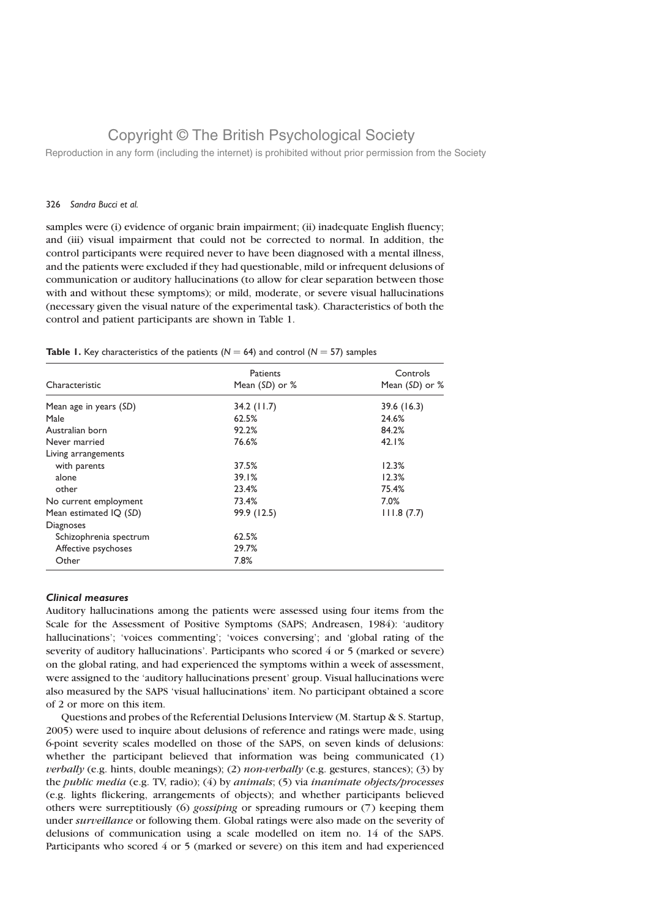samples were (i) evidence of organic brain impairment; (ii) inadequate English fluency; and (iii) visual impairment that could not be corrected to normal. In addition, the control participants were required never to have been diagnosed with a mental illness, and the patients were excluded if they had questionable, mild or infrequent delusions of communication or auditory hallucinations (to allow for clear separation between those with and without these symptoms); or mild, moderate, or severe visual hallucinations (necessary given the visual nature of the experimental task). Characteristics of both the control and patient participants are shown in Table 1.

**Table 1.** Key characteristics of the patients ($N = 64$) and control ($N = 57$) samples

| Characteristic | Patients Mean (*SD*) or % | Controls Mean (*SD*) or % |
|---|---|---|
| Mean age in years (*SD*) | 34.2 (11.7) | 39.6 (16.3) |
| Male | 62.5% | 24.6% |
| Australian born | 92.2% | 84.2% |
| Never married | 76.6% | 42.1% |
| Living arrangements | | |
| with parents | 37.5% | 12.3% |
| alone | 39.1% | 12.3% |
| other | 23.4% | 75.4% |
| No current employment | 73.4% | 7.0% |
| Mean estimated IQ (*SD*) | 99.9 (12.5) | 111.8 (7.7) |
| Diagnoses | | |
| Schizophrenia spectrum | 62.5% | |
| Affective psychoses | 29.7% | |
| Other | 7.8% | |

### *Clinical measures*

Auditory hallucinations among the patients were assessed using four items from the Scale for the Assessment of Positive Symptoms (SAPS; Andreasen, 1984): 'auditory hallucinations'; 'voices commenting'; 'voices conversing'; and 'global rating of the severity of auditory hallucinations'. Participants who scored 4 or 5 (marked or severe) on the global rating, and had experienced the symptoms within a week of assessment, were assigned to the 'auditory hallucinations present' group. Visual hallucinations were also measured by the SAPS 'visual hallucinations' item. No participant obtained a score of 2 or more on this item.

Questions and probes of the Referential Delusions Interview (M. Startup & S. Startup, 2005) were used to inquire about delusions of reference and ratings were made, using 6-point severity scales modelled on those of the SAPS, on seven kinds of delusions: whether the participant believed that information was being communicated (1) *verbally* (e.g. hints, double meanings); (2) *non-verbally* (e.g. gestures, stances); (3) by the *public media* (e.g. TV, radio); (4) by *animals*; (5) via *inanimate objects/processes* (e.g. lights flickering, arrangements of objects); and whether participants believed others were surreptitiously (6) *gossiping* or spreading rumours or (7) keeping them under *surveillance* or following them. Global ratings were also made on the severity of delusions of communication using a scale modelled on item no. 14 of the SAPS. Participants who scored 4 or 5 (marked or severe) on this item and had experienced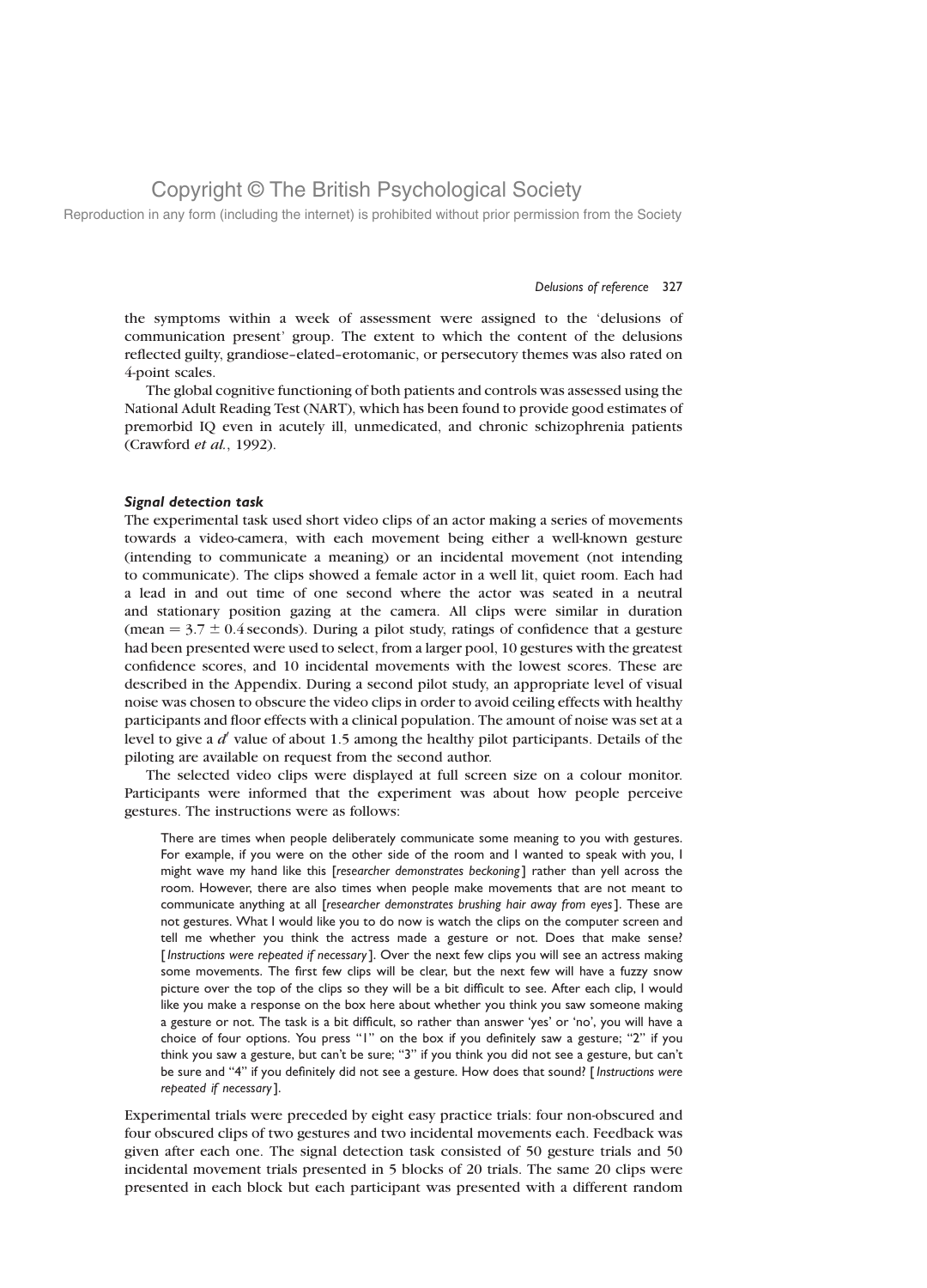the symptoms within a week of assessment were assigned to the 'delusions of communication present' group. The extent to which the content of the delusions reflected guilty, grandiose–elated–erotomanic, or persecutory themes was also rated on 4-point scales.

The global cognitive functioning of both patients and controls was assessed using the National Adult Reading Test (NART), which has been found to provide good estimates of premorbid IQ even in acutely ill, unmedicated, and chronic schizophrenia patients (Crawford *et al.*, 1992).

### *Signal detection task*

The experimental task used short video clips of an actor making a series of movements towards a video-camera, with each movement being either a well-known gesture (intending to communicate a meaning) or an incidental movement (not intending to communicate). The clips showed a female actor in a well lit, quiet room. Each had a lead in and out time of one second where the actor was seated in a neutral and stationary position gazing at the camera. All clips were similar in duration (mean = $3.7 \pm 0.4$ seconds). During a pilot study, ratings of confidence that a gesture had been presented were used to select, from a larger pool, 10 gestures with the greatest confidence scores, and 10 incidental movements with the lowest scores. These are described in the Appendix. During a second pilot study, an appropriate level of visual noise was chosen to obscure the video clips in order to avoid ceiling effects with healthy participants and floor effects with a clinical population. The amount of noise was set at a level to give a $d'$ value of about 1.5 among the healthy pilot participants. Details of the piloting are available on request from the second author.

The selected video clips were displayed at full screen size on a colour monitor. Participants were informed that the experiment was about how people perceive gestures. The instructions were as follows:

> There are times when people deliberately communicate some meaning to you with gestures. For example, if you were on the other side of the room and I wanted to speak with you, I might wave my hand like this [*researcher demonstrates beckoning*] rather than yell across the room. However, there are also times when people make movements that are not meant to communicate anything at all [*researcher demonstrates brushing hair away from eyes*]. These are not gestures. What I would like you to do now is watch the clips on the computer screen and tell me whether you think the actress made a gesture or not. Does that make sense? [*Instructions were repeated if necessary*]. Over the next few clips you will see an actress making some movements. The first few clips will be clear, but the next few will have a fuzzy snow picture over the top of the clips so they will be a bit difficult to see. After each clip, I would like you make a response on the box here about whether you think you saw someone making a gesture or not. The task is a bit difficult, so rather than answer 'yes' or 'no', you will have a choice of four options. You press "1" on the box if you definitely saw a gesture; "2" if you think you saw a gesture, but can't be sure; "3" if you think you did not see a gesture, but can't be sure and "4" if you definitely did not see a gesture. How does that sound? [*Instructions were repeated if necessary*].

Experimental trials were preceded by eight easy practice trials: four non-obscured and four obscured clips of two gestures and two incidental movements each. Feedback was given after each one. The signal detection task consisted of 50 gesture trials and 50 incidental movement trials presented in 5 blocks of 20 trials. The same 20 clips were presented in each block but each participant was presented with a different random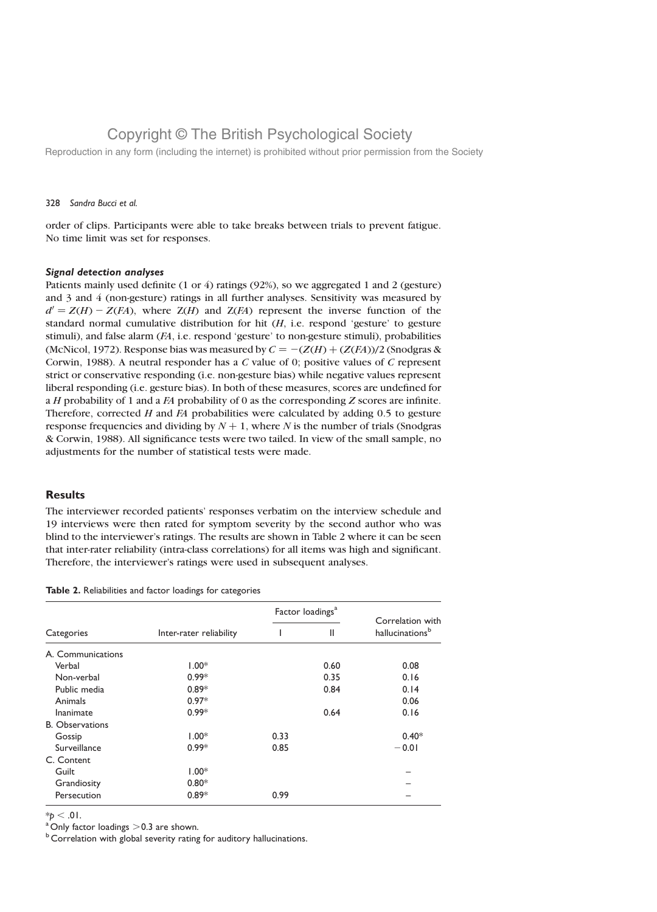order of clips. Participants were able to take breaks between trials to prevent fatigue. No time limit was set for responses.

### *Signal detection analyses*

Patients mainly used definite (1 or 4) ratings (92%), so we aggregated 1 and 2 (gesture) and 3 and 4 (non-gesture) ratings in all further analyses. Sensitivity was measured by $d' = Z(H) - Z(FA)$, where $Z(H)$ and $Z(FA)$ represent the inverse function of the standard normal cumulative distribution for hit ($H$, i.e. respond 'gesture' to gesture stimuli), and false alarm ($FA$, i.e. respond 'gesture' to non-gesture stimuli), probabilities (McNicol, 1972). Response bias was measured by $C = -(Z(H) + (Z(FA))/2$ (Snodgras & Corwin, 1988). A neutral responder has a $C$ value of 0; positive values of $C$ represent strict or conservative responding (i.e. non-gesture bias) while negative values represent liberal responding (i.e. gesture bias). In both of these measures, scores are undefined for a $H$ probability of 1 and a $FA$ probability of 0 as the corresponding $Z$ scores are infinite. Therefore, corrected $H$ and $FA$ probabilities were calculated by adding 0.5 to gesture response frequencies and dividing by $N + 1$, where $N$ is the number of trials (Snodgras & Corwin, 1988). All significance tests were two tailed. In view of the small sample, no adjustments for the number of statistical tests were made.

## Results

The interviewer recorded patients' responses verbatim on the interview schedule and 19 interviews were then rated for symptom severity by the second author who was blind to the interviewer's ratings. The results are shown in Table 2 where it can be seen that inter-rater reliability (intra-class correlations) for all items was high and significant. Therefore, the interviewer's ratings were used in subsequent analyses.

**Table 2.** Reliabilities and factor loadings for categories

| Categories | Inter-rater reliability | Factor loadings[a] | | Correlation with hallucinations[b] |
|---|---|---|---|---|
| | | I | II | |
| A. Communications | | | | |
| Verbal | 1.00* | | 0.60 | 0.08 |
| Non-verbal | 0.99* | | 0.35 | 0.16 |
| Public media | 0.89* | | 0.84 | 0.14 |
| Animals | 0.97* | | | 0.06 |
| Inanimate | 0.99* | | 0.64 | 0.16 |
| B. Observations | | | | |
| Gossip | 1.00* | 0.33 | | 0.40* |
| Surveillance | 0.99* | 0.85 | | −0.01 |
| C. Content | | | | |
| Guilt | 1.00* | | | – |
| Grandiosity | 0.80* | | | – |
| Persecution | 0.89* | 0.99 | | – |

*$p < .01$.

[a] Only factor loadings >0.3 are shown.

[b] Correlation with global severity rating for auditory hallucinations.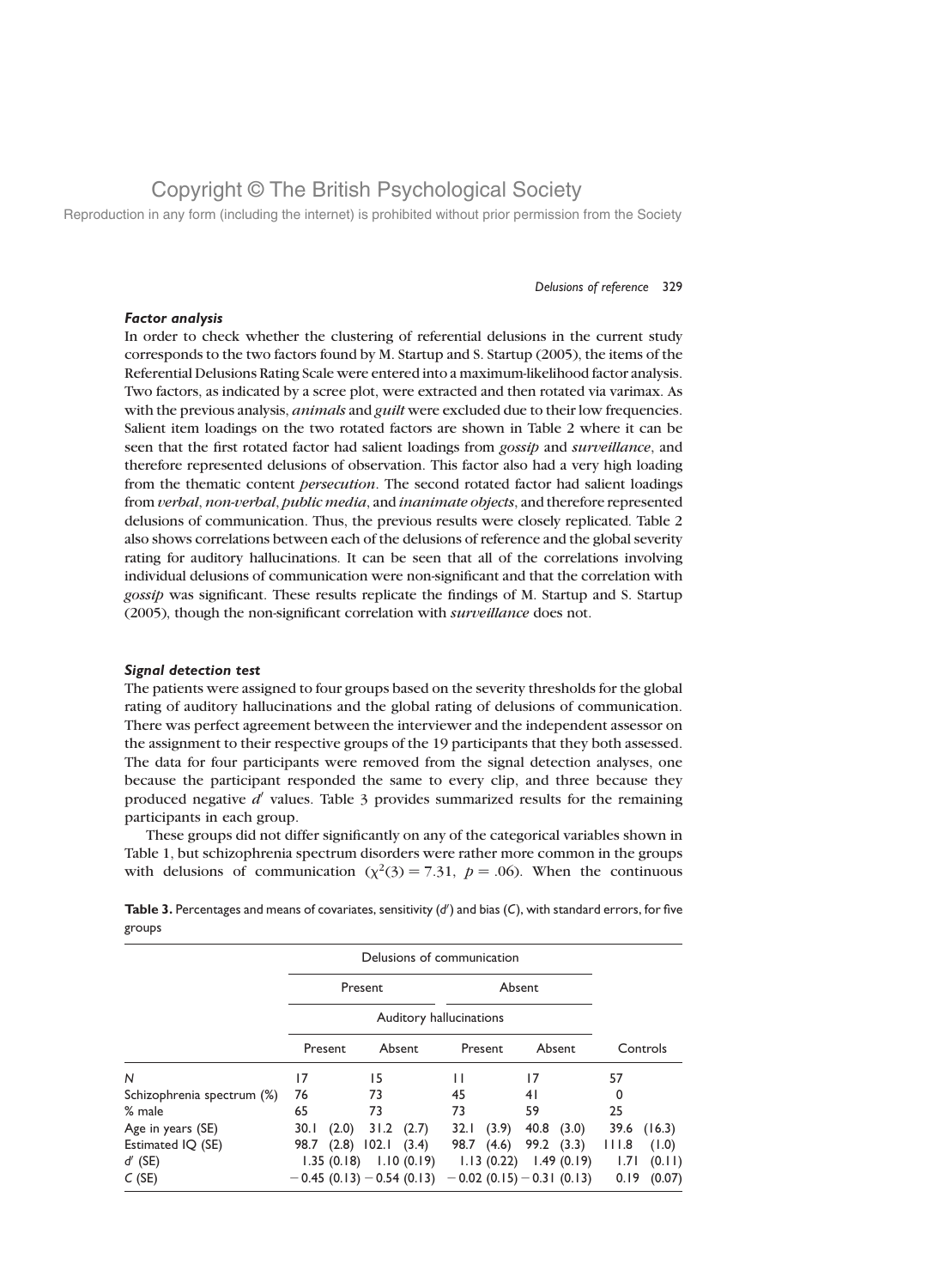### *Factor analysis*

In order to check whether the clustering of referential delusions in the current study corresponds to the two factors found by M. Startup and S. Startup (2005), the items of the Referential Delusions Rating Scale were entered into a maximum-likelihood factor analysis. Two factors, as indicated by a scree plot, were extracted and then rotated via varimax. As with the previous analysis, *animals* and *guilt* were excluded due to their low frequencies. Salient item loadings on the two rotated factors are shown in Table 2 where it can be seen that the first rotated factor had salient loadings from *gossip* and *surveillance*, and therefore represented delusions of observation. This factor also had a very high loading from the thematic content *persecution*. The second rotated factor had salient loadings from *verbal*, *non-verbal*, *public media*, and *inanimate objects*, and therefore represented delusions of communication. Thus, the previous results were closely replicated. Table 2 also shows correlations between each of the delusions of reference and the global severity rating for auditory hallucinations. It can be seen that all of the correlations involving individual delusions of communication were non-significant and that the correlation with *gossip* was significant. These results replicate the findings of M. Startup and S. Startup (2005), though the non-significant correlation with *surveillance* does not.

### *Signal detection test*

The patients were assigned to four groups based on the severity thresholds for the global rating of auditory hallucinations and the global rating of delusions of communication. There was perfect agreement between the interviewer and the independent assessor on the assignment to their respective groups of the 19 participants that they both assessed. The data for four participants were removed from the signal detection analyses, one because the participant responded the same to every clip, and three because they produced negative $d'$ values. Table 3 provides summarized results for the remaining participants in each group.

These groups did not differ significantly on any of the categorical variables shown in Table 1, but schizophrenia spectrum disorders were rather more common in the groups with delusions of communication ($\chi^2(3) = 7.31,\ p = .06$). When the continuous

**Table 3.** Percentages and means of covariates, sensitivity ($d'$) and bias ($C$), with standard errors, for five groups

| | Delusions of communication | | | | |
|---|---|---|---|---|---|
| | Present | | Absent | | |
| | Auditory hallucinations | | | | |
| | Present | Absent | Present | Absent | Controls |
| $N$ | 17 | 15 | 11 | 17 | 57 |
| Schizophrenia spectrum (%) | 76 | 73 | 45 | 41 | 0 |
| % male | 65 | 73 | 73 | 59 | 25 |
| Age in years (SE) | 30.1 (2.0) | 31.2 (2.7) | 32.1 (3.9) | 40.8 (3.0) | 39.6 (16.3) |
| Estimated IQ (SE) | 98.7 (2.8) | 102.1 (3.4) | 98.7 (4.6) | 99.2 (3.3) | 111.8 (1.0) |
| $d'$ (SE) | 1.35 (0.18) | 1.10 (0.19) | 1.13 (0.22) | 1.49 (0.19) | 1.71 (0.11) |
| $C$ (SE) | −0.45 (0.13) | −0.54 (0.13) | −0.02 (0.15) | −0.31 (0.13) | 0.19 (0.07) |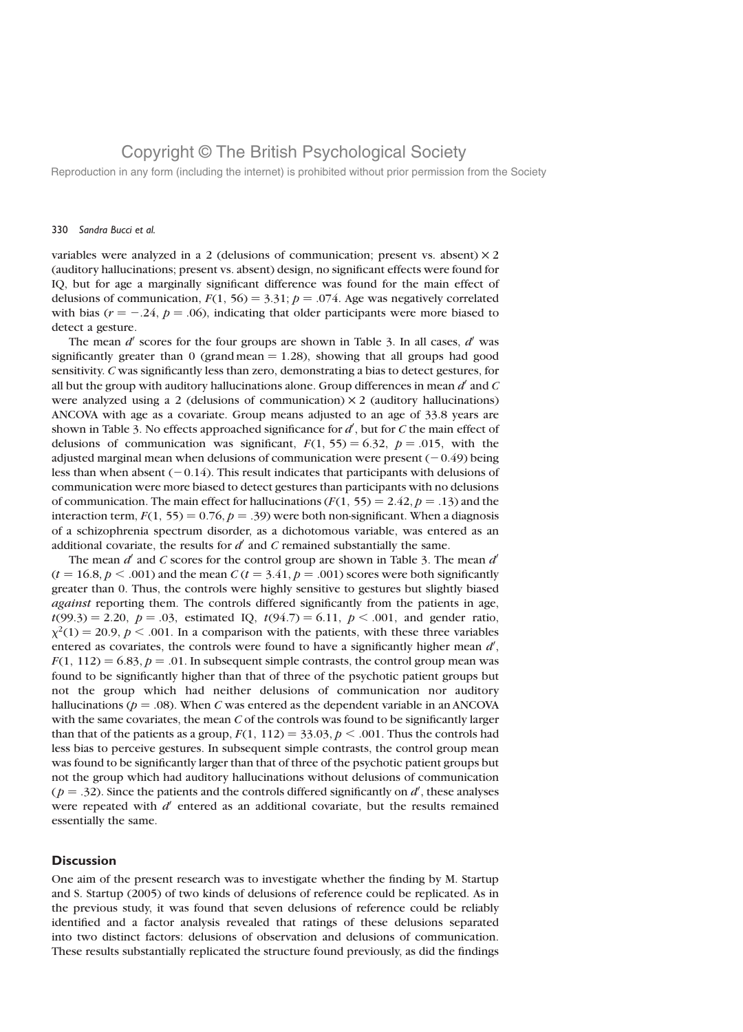variables were analyzed in a 2 (delusions of communication; present vs. absent) × 2 (auditory hallucinations; present vs. absent) design, no significant effects were found for IQ, but for age a marginally significant difference was found for the main effect of delusions of communication, $F(1, 56) = 3.31$; $p = .074$. Age was negatively correlated with bias ($r = -.24$, $p = .06$), indicating that older participants were more biased to detect a gesture.

The mean $d'$ scores for the four groups are shown in Table 3. In all cases, $d'$ was significantly greater than 0 (grand mean = 1.28), showing that all groups had good sensitivity. $C$ was significantly less than zero, demonstrating a bias to detect gestures, for all but the group with auditory hallucinations alone. Group differences in mean $d'$ and $C$ were analyzed using a 2 (delusions of communication) × 2 (auditory hallucinations) ANCOVA with age as a covariate. Group means adjusted to an age of 33.8 years are shown in Table 3. No effects approached significance for $d'$, but for $C$ the main effect of delusions of communication was significant, $F(1, 55) = 6.32$, $p = .015$, with the adjusted marginal mean when delusions of communication were present (−0.49) being less than when absent (−0.14). This result indicates that participants with delusions of communication were more biased to detect gestures than participants with no delusions of communication. The main effect for hallucinations ($F(1, 55) = 2.42$, $p = .13$) and the interaction term, $F(1, 55) = 0.76$, $p = .39$) were both non-significant. When a diagnosis of a schizophrenia spectrum disorder, as a dichotomous variable, was entered as an additional covariate, the results for $d'$ and $C$ remained substantially the same.

The mean $d'$ and $C$ scores for the control group are shown in Table 3. The mean $d'$ ($t = 16.8$, $p < .001$) and the mean $C$ ($t = 3.41$, $p = .001$) scores were both significantly greater than 0. Thus, the controls were highly sensitive to gestures but slightly biased *against* reporting them. The controls differed significantly from the patients in age, $t(99.3) = 2.20$, $p = .03$, estimated IQ, $t(94.7) = 6.11$, $p < .001$, and gender ratio, $\chi^2(1) = 20.9$, $p < .001$. In a comparison with the patients, with these three variables entered as covariates, the controls were found to have a significantly higher mean $d'$, $F(1, 112) = 6.83$, $p = .01$. In subsequent simple contrasts, the control group mean was found to be significantly higher than that of three of the psychotic patient groups but not the group which had neither delusions of communication nor auditory hallucinations ($p = .08$). When $C$ was entered as the dependent variable in an ANCOVA with the same covariates, the mean $C$ of the controls was found to be significantly larger than that of the patients as a group, $F(1, 112) = 33.03$, $p < .001$. Thus the controls had less bias to perceive gestures. In subsequent simple contrasts, the control group mean was found to be significantly larger than that of three of the psychotic patient groups but not the group which had auditory hallucinations without delusions of communication ($p = .32$). Since the patients and the controls differed significantly on $d'$, these analyses were repeated with $d'$ entered as an additional covariate, but the results remained essentially the same.

## Discussion

One aim of the present research was to investigate whether the finding by M. Startup and S. Startup (2005) of two kinds of delusions of reference could be replicated. As in the previous study, it was found that seven delusions of reference could be reliably identified and a factor analysis revealed that ratings of these delusions separated into two distinct factors: delusions of observation and delusions of communication. These results substantially replicated the structure found previously, as did the findings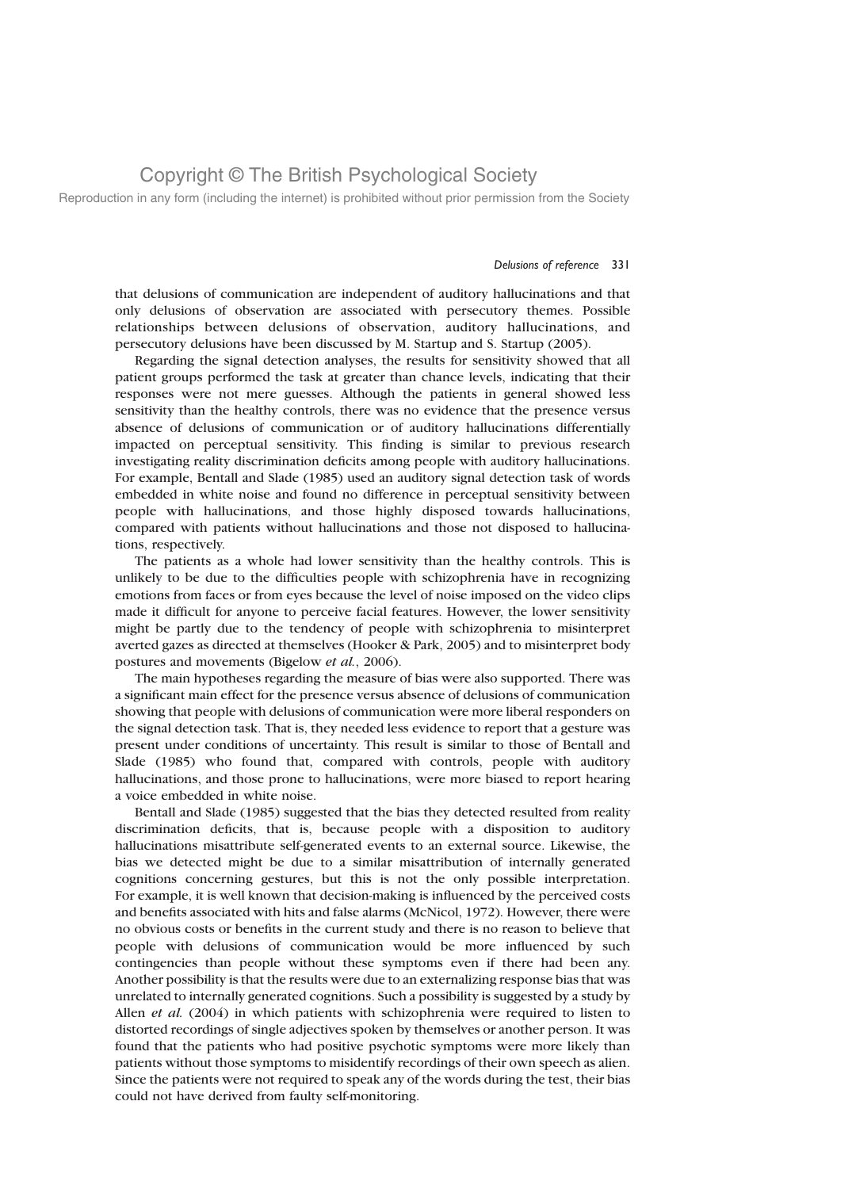that delusions of communication are independent of auditory hallucinations and that only delusions of observation are associated with persecutory themes. Possible relationships between delusions of observation, auditory hallucinations, and persecutory delusions have been discussed by M. Startup and S. Startup (2005).

Regarding the signal detection analyses, the results for sensitivity showed that all patient groups performed the task at greater than chance levels, indicating that their responses were not mere guesses. Although the patients in general showed less sensitivity than the healthy controls, there was no evidence that the presence versus absence of delusions of communication or of auditory hallucinations differentially impacted on perceptual sensitivity. This finding is similar to previous research investigating reality discrimination deficits among people with auditory hallucinations. For example, Bentall and Slade (1985) used an auditory signal detection task of words embedded in white noise and found no difference in perceptual sensitivity between people with hallucinations, and those highly disposed towards hallucinations, compared with patients without hallucinations and those not disposed to hallucinations, respectively.

The patients as a whole had lower sensitivity than the healthy controls. This is unlikely to be due to the difficulties people with schizophrenia have in recognizing emotions from faces or from eyes because the level of noise imposed on the video clips made it difficult for anyone to perceive facial features. However, the lower sensitivity might be partly due to the tendency of people with schizophrenia to misinterpret averted gazes as directed at themselves (Hooker & Park, 2005) and to misinterpret body postures and movements (Bigelow *et al.*, 2006).

The main hypotheses regarding the measure of bias were also supported. There was a significant main effect for the presence versus absence of delusions of communication showing that people with delusions of communication were more liberal responders on the signal detection task. That is, they needed less evidence to report that a gesture was present under conditions of uncertainty. This result is similar to those of Bentall and Slade (1985) who found that, compared with controls, people with auditory hallucinations, and those prone to hallucinations, were more biased to report hearing a voice embedded in white noise.

Bentall and Slade (1985) suggested that the bias they detected resulted from reality discrimination deficits, that is, because people with a disposition to auditory hallucinations misattribute self-generated events to an external source. Likewise, the bias we detected might be due to a similar misattribution of internally generated cognitions concerning gestures, but this is not the only possible interpretation. For example, it is well known that decision-making is influenced by the perceived costs and benefits associated with hits and false alarms (McNicol, 1972). However, there were no obvious costs or benefits in the current study and there is no reason to believe that people with delusions of communication would be more influenced by such contingencies than people without these symptoms even if there had been any. Another possibility is that the results were due to an externalizing response bias that was unrelated to internally generated cognitions. Such a possibility is suggested by a study by Allen *et al.* (2004) in which patients with schizophrenia were required to listen to distorted recordings of single adjectives spoken by themselves or another person. It was found that the patients who had positive psychotic symptoms were more likely than patients without those symptoms to misidentify recordings of their own speech as alien. Since the patients were not required to speak any of the words during the test, their bias could not have derived from faulty self-monitoring.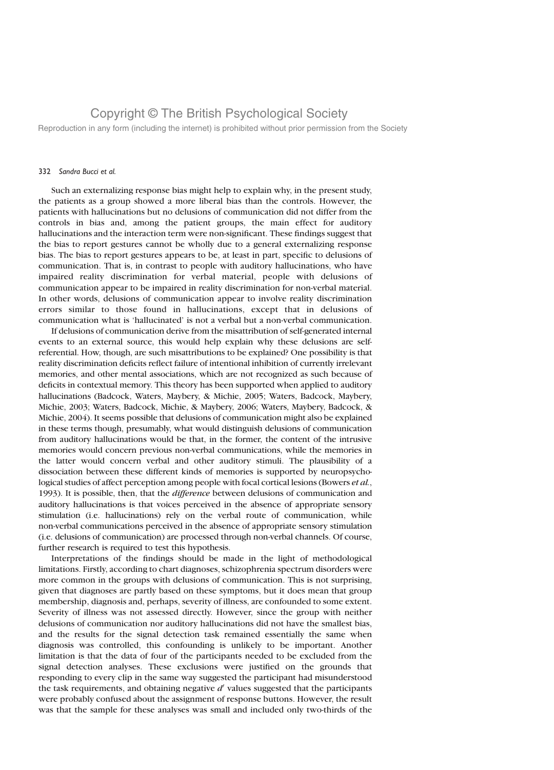Such an externalizing response bias might help to explain why, in the present study, the patients as a group showed a more liberal bias than the controls. However, the patients with hallucinations but no delusions of communication did not differ from the controls in bias and, among the patient groups, the main effect for auditory hallucinations and the interaction term were non-significant. These findings suggest that the bias to report gestures cannot be wholly due to a general externalizing response bias. The bias to report gestures appears to be, at least in part, specific to delusions of communication. That is, in contrast to people with auditory hallucinations, who have impaired reality discrimination for verbal material, people with delusions of communication appear to be impaired in reality discrimination for non-verbal material. In other words, delusions of communication appear to involve reality discrimination errors similar to those found in hallucinations, except that in delusions of communication what is 'hallucinated' is not a verbal but a non-verbal communication.

If delusions of communication derive from the misattribution of self-generated internal events to an external source, this would help explain why these delusions are self-referential. How, though, are such misattributions to be explained? One possibility is that reality discrimination deficits reflect failure of intentional inhibition of currently irrelevant memories, and other mental associations, which are not recognized as such because of deficits in contextual memory. This theory has been supported when applied to auditory hallucinations (Badcock, Waters, Maybery, & Michie, 2005; Waters, Badcock, Maybery, Michie, 2003; Waters, Badcock, Michie, & Maybery, 2006; Waters, Maybery, Badcock, & Michie, 2004). It seems possible that delusions of communication might also be explained in these terms though, presumably, what would distinguish delusions of communication from auditory hallucinations would be that, in the former, the content of the intrusive memories would concern previous non-verbal communications, while the memories in the latter would concern verbal and other auditory stimuli. The plausibility of a dissociation between these different kinds of memories is supported by neuropsychological studies of affect perception among people with focal cortical lesions (Bowers *et al.*, 1993). It is possible, then, that the *difference* between delusions of communication and auditory hallucinations is that voices perceived in the absence of appropriate sensory stimulation (i.e. hallucinations) rely on the verbal route of communication, while non-verbal communications perceived in the absence of appropriate sensory stimulation (i.e. delusions of communication) are processed through non-verbal channels. Of course, further research is required to test this hypothesis.

Interpretations of the findings should be made in the light of methodological limitations. Firstly, according to chart diagnoses, schizophrenia spectrum disorders were more common in the groups with delusions of communication. This is not surprising, given that diagnoses are partly based on these symptoms, but it does mean that group membership, diagnosis and, perhaps, severity of illness, are confounded to some extent. Severity of illness was not assessed directly. However, since the group with neither delusions of communication nor auditory hallucinations did not have the smallest bias, and the results for the signal detection task remained essentially the same when diagnosis was controlled, this confounding is unlikely to be important. Another limitation is that the data of four of the participants needed to be excluded from the signal detection analyses. These exclusions were justified on the grounds that responding to every clip in the same way suggested the participant had misunderstood the task requirements, and obtaining negative $d'$ values suggested that the participants were probably confused about the assignment of response buttons. However, the result was that the sample for these analyses was small and included only two-thirds of the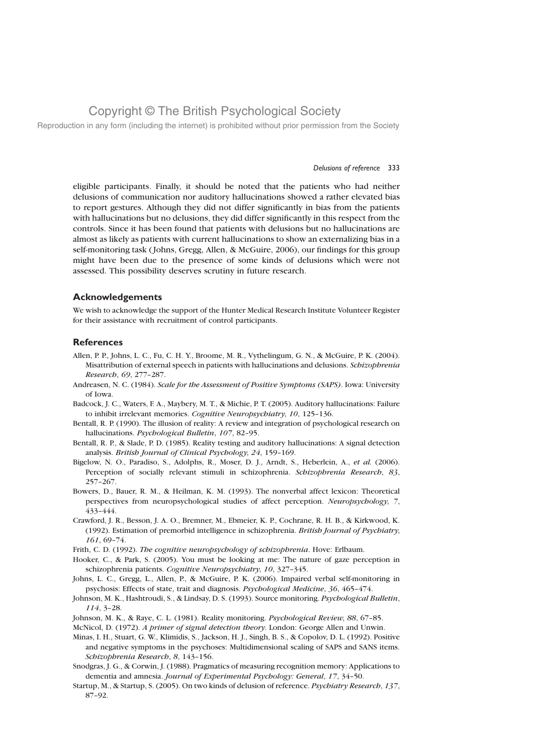eligible participants. Finally, it should be noted that the patients who had neither delusions of communication nor auditory hallucinations showed a rather elevated bias to report gestures. Although they did not differ significantly in bias from the patients with hallucinations but no delusions, they did differ significantly in this respect from the controls. Since it has been found that patients with delusions but no hallucinations are almost as likely as patients with current hallucinations to show an externalizing bias in a self-monitoring task (Johns, Gregg, Allen, & McGuire, 2006), our findings for this group might have been due to the presence of some kinds of delusions which were not assessed. This possibility deserves scrutiny in future research.

## Acknowledgements

We wish to acknowledge the support of the Hunter Medical Research Institute Volunteer Register for their assistance with recruitment of control participants.

## References

Allen, P. P., Johns, L. C., Fu, C. H. Y., Broome, M. R., Vythelingum, G. N., & McGuire, P. K. (2004). Misattribution of external speech in patients with hallucinations and delusions. *Schizophrenia Research*, *69*, 277–287.

Andreasen, N. C. (1984). *Scale for the Assessment of Positive Symptoms (SAPS)*. Iowa: University of Iowa.

Badcock, J. C., Waters, F. A., Maybery, M. T., & Michie, P. T. (2005). Auditory hallucinations: Failure to inhibit irrelevant memories. *Cognitive Neuropsychiatry*, *10*, 125–136.

Bentall, R. P. (1990). The illusion of reality: A review and integration of psychological research on hallucinations. *Psychological Bulletin*, *107*, 82–95.

Bentall, R. P., & Slade, P. D. (1985). Reality testing and auditory hallucinations: A signal detection analysis. *British Journal of Clinical Psychology*, *24*, 159–169.

Bigelow, N. O., Paradiso, S., Adolphs, R., Moser, D. J., Arndt, S., Heberlein, A., *et al.* (2006). Perception of socially relevant stimuli in schizophrenia. *Schizophrenia Research*, *83*, 257–267.

Bowers, D., Bauer, R. M., & Heilman, K. M. (1993). The nonverbal affect lexicon: Theoretical perspectives from neuropsychological studies of affect perception. *Neuropsychology*, *7*, 433–444.

Crawford, J. R., Besson, J. A. O., Bremner, M., Ebmeier, K. P., Cochrane, R. H. B., & Kirkwood, K. (1992). Estimation of premorbid intelligence in schizophrenia. *British Journal of Psychiatry*, *161*, 69–74.

Frith, C. D. (1992). *The cognitive neuropsychology of schizophrenia*. Hove: Erlbaum.

Hooker, C., & Park, S. (2005). You must be looking at me: The nature of gaze perception in schizophrenia patients. *Cognitive Neuropsychiatry*, *10*, 327–345.

Johns, L. C., Gregg, L., Allen, P., & McGuire, P. K. (2006). Impaired verbal self-monitoring in psychosis: Effects of state, trait and diagnosis. *Psychological Medicine*, *36*, 465–474.

Johnson, M. K., Hashtroudi, S., & Lindsay, D. S. (1993). Source monitoring. *Psychological Bulletin*, *114*, 3–28.

Johnson, M. K., & Raye, C. L. (1981). Reality monitoring. *Psychological Review*, *88*, 67–85.

McNicol, D. (1972). *A primer of signal detection theory*. London: George Allen and Unwin.

Minas, I. H., Stuart, G. W., Klimidis, S., Jackson, H. J., Singh, B. S., & Copolov, D. L. (1992). Positive and negative symptoms in the psychoses: Multidimensional scaling of SAPS and SANS items. *Schizophrenia Research*, *8*, 143–156.

Snodgras, J. G., & Corwin, J. (1988). Pragmatics of measuring recognition memory: Applications to dementia and amnesia. *Journal of Experimental Psychology: General*, *17*, 34–50.

Startup, M., & Startup, S. (2005). On two kinds of delusion of reference. *Psychiatry Research*, *137*, 87–92.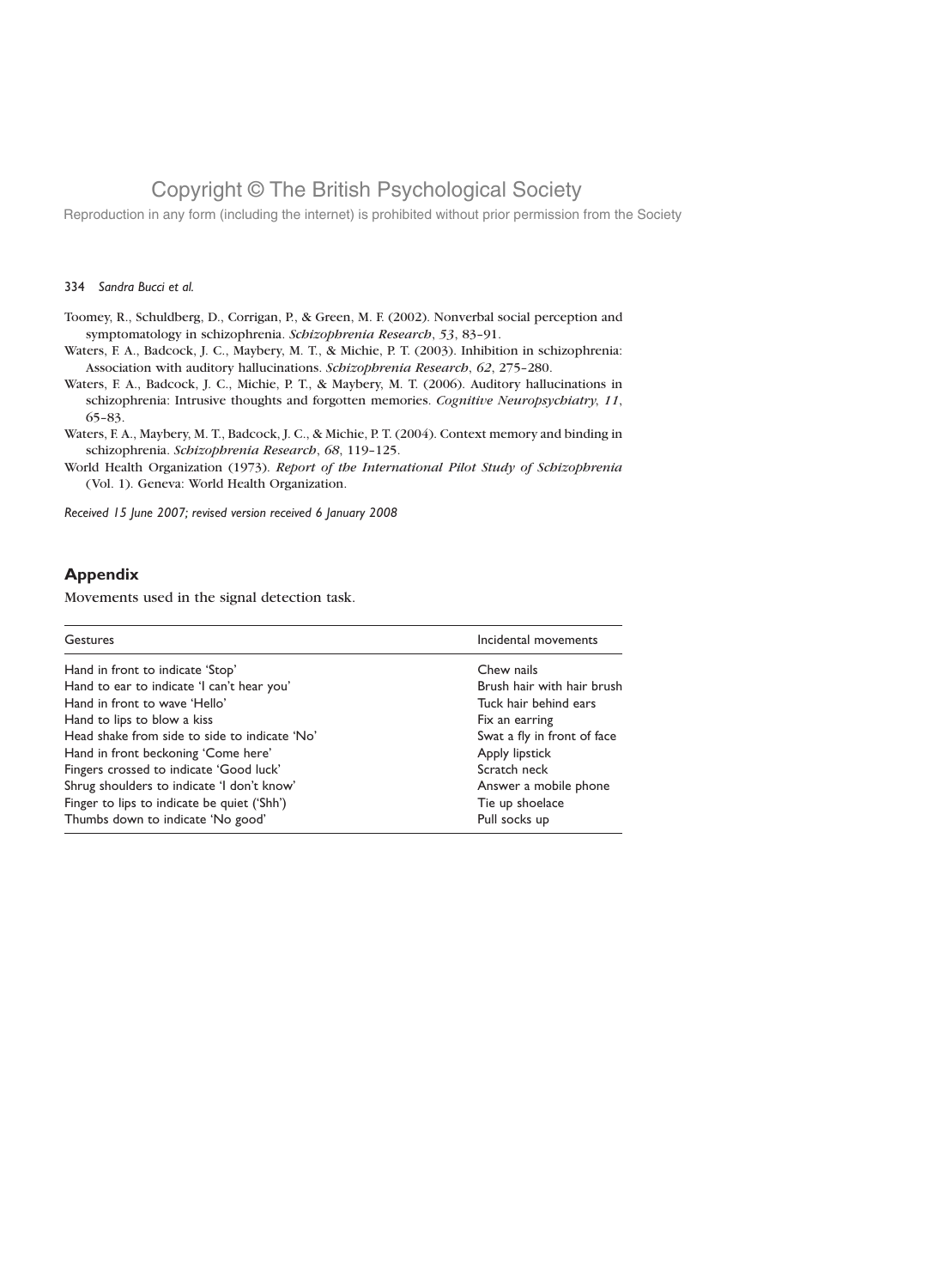Toomey, R., Schuldberg, D., Corrigan, P., & Green, M. F. (2002). Nonverbal social perception and symptomatology in schizophrenia. *Schizophrenia Research*, *53*, 83–91.

Waters, F. A., Badcock, J. C., Maybery, M. T., & Michie, P. T. (2003). Inhibition in schizophrenia: Association with auditory hallucinations. *Schizophrenia Research*, *62*, 275–280.

Waters, F. A., Badcock, J. C., Michie, P. T., & Maybery, M. T. (2006). Auditory hallucinations in schizophrenia: Intrusive thoughts and forgotten memories. *Cognitive Neuropsychiatry*, *11*, 65–83.

Waters, F. A., Maybery, M. T., Badcock, J. C., & Michie, P. T. (2004). Context memory and binding in schizophrenia. *Schizophrenia Research*, *68*, 119–125.

World Health Organization (1973). *Report of the International Pilot Study of Schizophrenia* (Vol. 1). Geneva: World Health Organization.

*Received 15 June 2007; revised version received 6 January 2008*

## Appendix

Movements used in the signal detection task.

| Gestures | Incidental movements |
|---|---|
| Hand in front to indicate 'Stop' | Chew nails |
| Hand to ear to indicate 'I can't hear you' | Brush hair with hair brush |
| Hand in front to wave 'Hello' | Tuck hair behind ears |
| Hand to lips to blow a kiss | Fix an earring |
| Head shake from side to side to indicate 'No' | Swat a fly in front of face |
| Hand in front beckoning 'Come here' | Apply lipstick |
| Fingers crossed to indicate 'Good luck' | Scratch neck |
| Shrug shoulders to indicate 'I don't know' | Answer a mobile phone |
| Finger to lips to indicate be quiet ('Shh') | Tie up shoelace |
| Thumbs down to indicate 'No good' | Pull socks up |